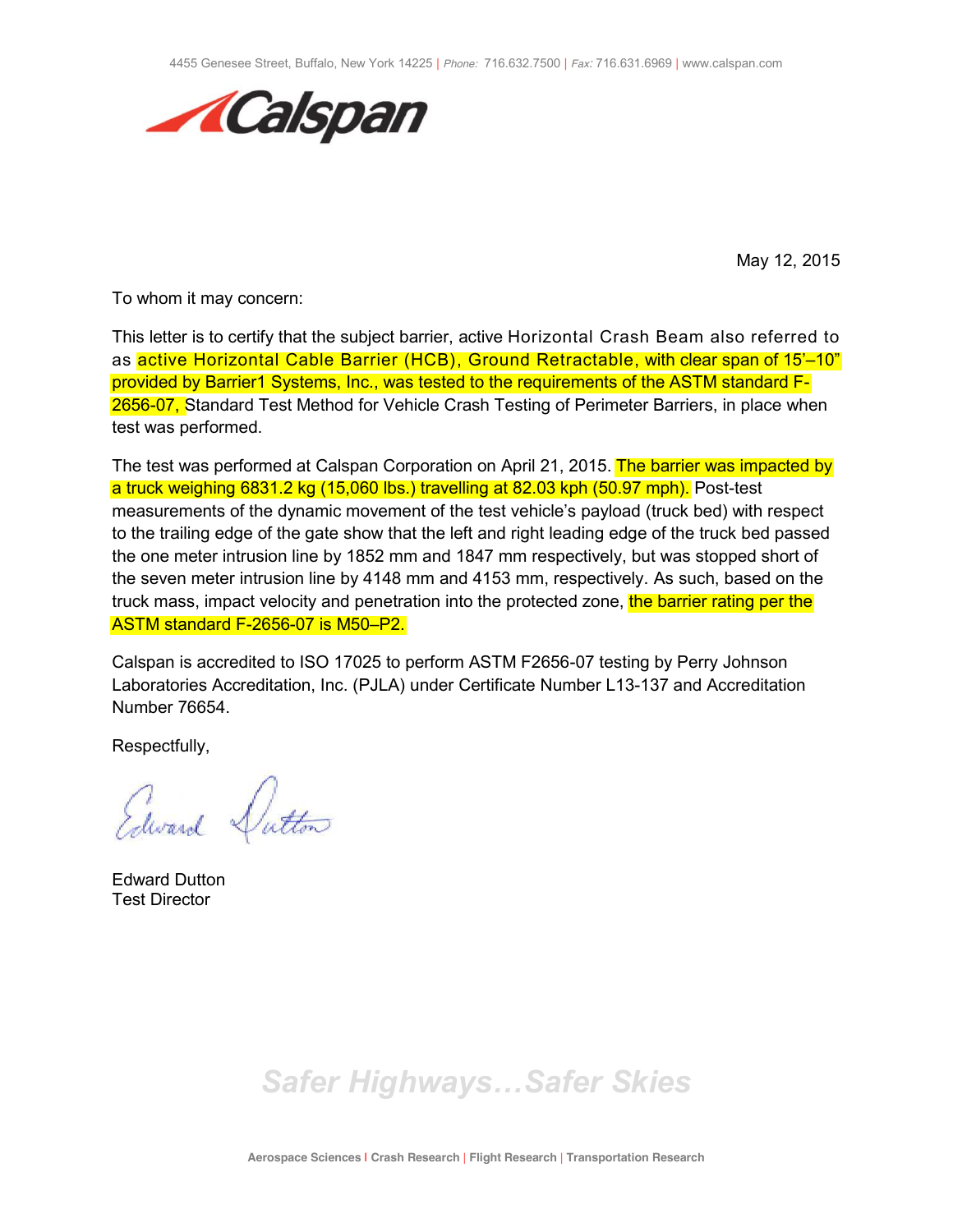4455 Genesee Street, Buffalo, New York 14225 | *Phone:* 716.632.7500 | *Fax:* 716.631.6969 | www.calspan.com

May 12, 2015

To whom it may concern:

This letter is to certify that the subject barrier, active Horizontal Crash Beam also referred to as active Horizontal Cable Barrier (HCB), Ground Retractable, with clear span of 15'–10" provided by Barrier1 Systems, Inc., was tested to the requirements of the ASTM standard F-2656-07, Standard Test Method for Vehicle Crash Testing of Perimeter Barriers, in place when test was performed.

The test was performed at Calspan Corporation on April 21, 2015. The barrier was impacted by a truck weighing 6831.2 kg (15,060 lbs.) travelling at 82.03 kph (50.97 mph). Post-test measurements of the dynamic movement of the test vehicle's payload (truck bed) with respect to the trailing edge of the gate show that the left and right leading edge of the truck bed passed the one meter intrusion line by 1852 mm and 1847 mm respectively, but was stopped short of the seven meter intrusion line by 4148 mm and 4153 mm, respectively. As such, based on the truck mass, impact velocity and penetration into the protected zone, the barrier rating per the ASTM standard F-2656-07 is M50–P2.

Calspan is accredited to ISO 17025 to perform ASTM F2656-07 testing by Perry Johnson Laboratories Accreditation, Inc. (PJLA) under Certificate Number L13-137 and Accreditation Number 76654.

Respectfully,

Edward Dutton
Test Director

*Safer Highways…Safer Skies*

Aerospace Sciences | Crash Research | Flight Research | Transportation Research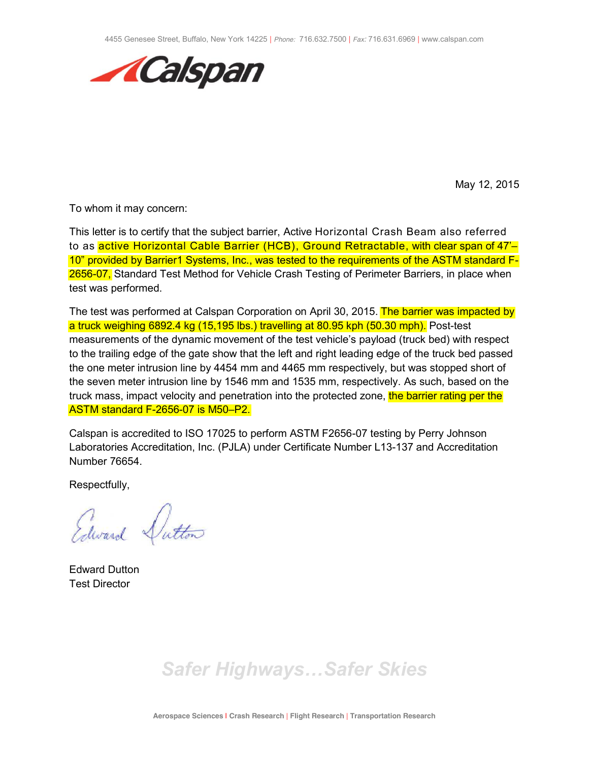May 12, 2015

To whom it may concern:

This letter is to certify that the subject barrier, Active Horizontal Crash Beam also referred to as active Horizontal Cable Barrier (HCB), Ground Retractable, with clear span of 47'–10" provided by Barrier1 Systems, Inc., was tested to the requirements of the ASTM standard F-2656-07, Standard Test Method for Vehicle Crash Testing of Perimeter Barriers, in place when test was performed.

The test was performed at Calspan Corporation on April 30, 2015. The barrier was impacted by a truck weighing 6892.4 kg (15,195 lbs.) travelling at 80.95 kph (50.30 mph). Post-test measurements of the dynamic movement of the test vehicle's payload (truck bed) with respect to the trailing edge of the gate show that the left and right leading edge of the truck bed passed the one meter intrusion line by 4454 mm and 4465 mm respectively, but was stopped short of the seven meter intrusion line by 1546 mm and 1535 mm, respectively. As such, based on the truck mass, impact velocity and penetration into the protected zone, the barrier rating per the ASTM standard F-2656-07 is M50–P2.

Calspan is accredited to ISO 17025 to perform ASTM F2656-07 testing by Perry Johnson Laboratories Accreditation, Inc. (PJLA) under Certificate Number L13-137 and Accreditation Number 76654.

Respectfully,

Edward Dutton
Test Director